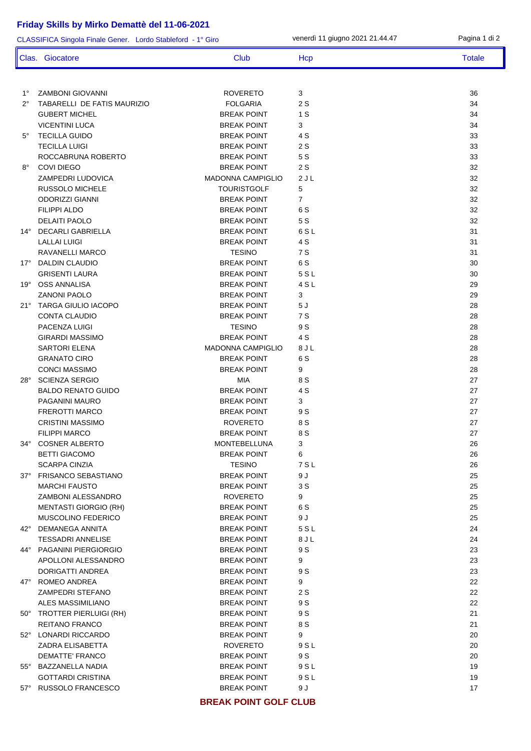# Friday Skills by Mirko Demattè del 11-06-2021

CLASSIFICA Singola Finale Gener. Lordo Stableford - 1° Giro

venerdì 11 giugno 2021 21.44.47

| Clas. | Giocatore | Club | Hcp | Totale |
|---|---|---|---|---|
| 1° | ZAMBONI GIOVANNI | ROVERETO | 3 | 36 |
| 2° | TABARELLI DE FATIS MAURIZIO | FOLGARIA | 2 S | 34 |
| | GUBERT MICHEL | BREAK POINT | 1 S | 34 |
| | VICENTINI LUCA | BREAK POINT | 3 | 34 |
| 5° | TECILLA GUIDO | BREAK POINT | 4 S | 33 |
| | TECILLA LUIGI | BREAK POINT | 2 S | 33 |
| | ROCCABRUNA ROBERTO | BREAK POINT | 5 S | 33 |
| 8° | COVI DIEGO | BREAK POINT | 2 S | 32 |
| | ZAMPEDRI LUDOVICA | MADONNA CAMPIGLIO | 2 J L | 32 |
| | RUSSOLO MICHELE | TOURISTGOLF | 5 | 32 |
| | ODORIZZI GIANNI | BREAK POINT | 7 | 32 |
| | FILIPPI ALDO | BREAK POINT | 6 S | 32 |
| | DELAITI PAOLO | BREAK POINT | 5 S | 32 |
| 14° | DECARLI GABRIELLA | BREAK POINT | 6 S L | 31 |
| | LALLAI LUIGI | BREAK POINT | 4 S | 31 |
| | RAVANELLI MARCO | TESINO | 7 S | 31 |
| 17° | DALDIN CLAUDIO | BREAK POINT | 6 S | 30 |
| | GRISENTI LAURA | BREAK POINT | 5 S L | 30 |
| 19° | OSS ANNALISA | BREAK POINT | 4 S L | 29 |
| | ZANONI PAOLO | BREAK POINT | 3 | 29 |
| 21° | TARGA GIULIO IACOPO | BREAK POINT | 5 J | 28 |
| | CONTA CLAUDIO | BREAK POINT | 7 S | 28 |
| | PACENZA LUIGI | TESINO | 9 S | 28 |
| | GIRARDI MASSIMO | BREAK POINT | 4 S | 28 |
| | SARTORI ELENA | MADONNA CAMPIGLIO | 8 J L | 28 |
| | GRANATO CIRO | BREAK POINT | 6 S | 28 |
| | CONCI MASSIMO | BREAK POINT | 9 | 28 |
| 28° | SCIENZA SERGIO | MIA | 8 S | 27 |
| | BALDO RENATO GUIDO | BREAK POINT | 4 S | 27 |
| | PAGANINI MAURO | BREAK POINT | 3 | 27 |
| | FREROTTI MARCO | BREAK POINT | 9 S | 27 |
| | CRISTINI MASSIMO | ROVERETO | 8 S | 27 |
| | FILIPPI MARCO | BREAK POINT | 8 S | 27 |
| 34° | COSNER ALBERTO | MONTEBELLUNA | 3 | 26 |
| | BETTI GIACOMO | BREAK POINT | 6 | 26 |
| | SCARPA CINZIA | TESINO | 7 S L | 26 |
| 37° | FRISANCO SEBASTIANO | BREAK POINT | 9 J | 25 |
| | MARCHI FAUSTO | BREAK POINT | 3 S | 25 |
| | ZAMBONI ALESSANDRO | ROVERETO | 9 | 25 |
| | MENTASTI GIORGIO (RH) | BREAK POINT | 6 S | 25 |
| | MUSCOLINO FEDERICO | BREAK POINT | 9 J | 25 |
| 42° | DEMANEGA ANNITA | BREAK POINT | 5 S L | 24 |
| | TESSADRI ANNELISE | BREAK POINT | 8 J L | 24 |
| 44° | PAGANINI PIERGIORGIO | BREAK POINT | 9 S | 23 |
| | APOLLONI ALESSANDRO | BREAK POINT | 9 | 23 |
| | DORIGATTI ANDREA | BREAK POINT | 9 S | 23 |
| 47° | ROMEO ANDREA | BREAK POINT | 9 | 22 |
| | ZAMPEDRI STEFANO | BREAK POINT | 2 S | 22 |
| | ALES MASSIMILIANO | BREAK POINT | 9 S | 22 |
| 50° | TROTTER PIERLUIGI (RH) | BREAK POINT | 9 S | 21 |
| | REITANO FRANCO | BREAK POINT | 8 S | 21 |
| 52° | LONARDI RICCARDO | BREAK POINT | 9 | 20 |
| | ZADRA ELISABETTA | ROVERETO | 9 S L | 20 |
| | DEMATTE' FRANCO | BREAK POINT | 9 S | 20 |
| 55° | BAZZANELLA NADIA | BREAK POINT | 9 S L | 19 |
| | GOTTARDI CRISTINA | BREAK POINT | 9 S L | 19 |
| 57° | RUSSOLO FRANCESCO | BREAK POINT | 9 J | 17 |

**BREAK POINT GOLF CLUB**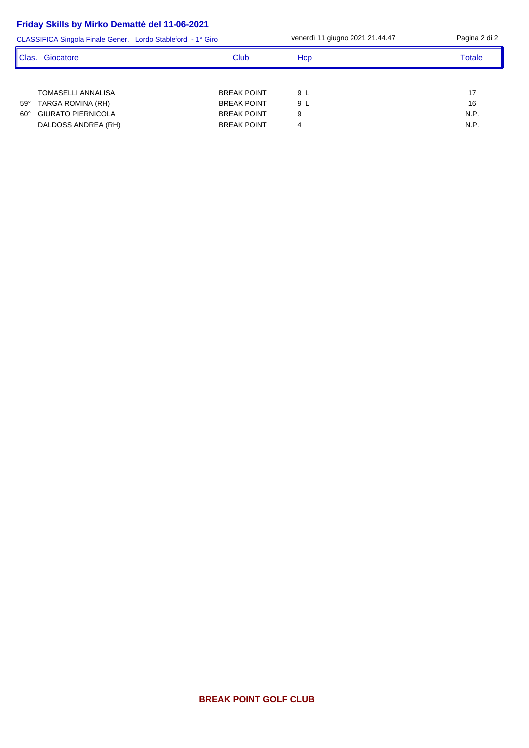# Friday Skills by Mirko Demattè del 11-06-2021

CLASSIFICA Singola Finale Gener. Lordo Stableford - 1° Giro

venerdì 11 giugno 2021 21.44.47

| Clas. | Giocatore | Club | Hcp | Totale |
|---|---|---|---|---|
| | TOMASELLI ANNALISA | BREAK POINT | 9 L | 17 |
| 59° | TARGA ROMINA (RH) | BREAK POINT | 9 L | 16 |
| 60° | GIURATO PIERNICOLA | BREAK POINT | 9 | N.P. |
| | DALDOSS ANDREA (RH) | BREAK POINT | 4 | N.P. |

**BREAK POINT GOLF CLUB**